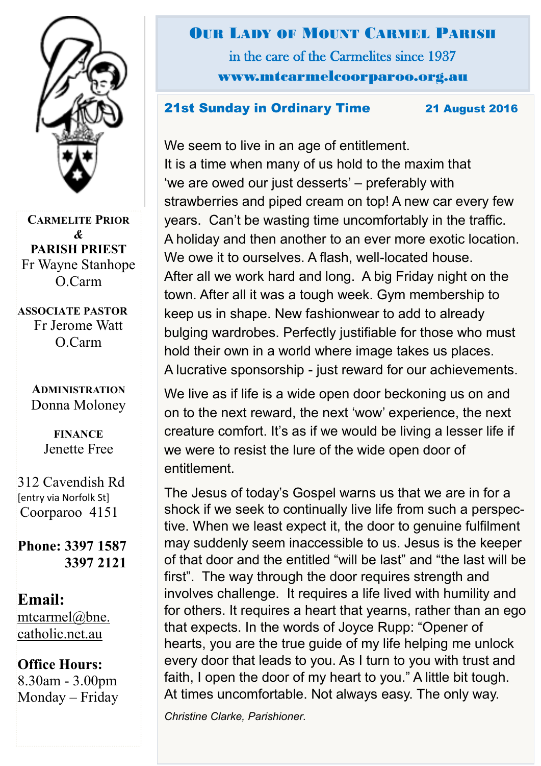# Our Lady of Mount Carmel Parish

in the care of the Carmelites since 1937

www.mtcarmelcoorparoo.org.au

**Carmelite Prior & Parish Priest**
Fr Wayne Stanhope O.Carm

**Associate Pastor**
Fr Jerome Watt O.Carm

**Administration**
Donna Moloney

**Finance**
Jenette Free

312 Cavendish Rd
[entry via Norfolk St]
Coorparoo 4151

**Phone: 3397 1587**
**3397 2121**

**Email:**
mtcarmel@bne.catholic.net.au

**Office Hours:**
8.30am - 3.00pm
Monday – Friday

## 21st Sunday in Ordinary Time — 21 August 2016

We seem to live in an age of entitlement.
It is a time when many of us hold to the maxim that 'we are owed our just desserts' – preferably with strawberries and piped cream on top! A new car every few years. Can't be wasting time uncomfortably in the traffic. A holiday and then another to an ever more exotic location. We owe it to ourselves. A flash, well-located house. After all we work hard and long. A big Friday night on the town. After all it was a tough week. Gym membership to keep us in shape. New fashionwear to add to already bulging wardrobes. Perfectly justifiable for those who must hold their own in a world where image takes us places. A lucrative sponsorship - just reward for our achievements.

We live as if life is a wide open door beckoning us on and on to the next reward, the next 'wow' experience, the next creature comfort. It's as if we would be living a lesser life if we were to resist the lure of the wide open door of entitlement.

The Jesus of today's Gospel warns us that we are in for a shock if we seek to continually live life from such a perspective. When we least expect it, the door to genuine fulfilment may suddenly seem inaccessible to us. Jesus is the keeper of that door and the entitled "will be last" and "the last will be first". The way through the door requires strength and involves challenge. It requires a life lived with humility and for others. It requires a heart that yearns, rather than an ego that expects. In the words of Joyce Rupp: "Opener of hearts, you are the true guide of my life helping me unlock every door that leads to you. As I turn to you with trust and faith, I open the door of my heart to you." A little bit tough. At times uncomfortable. Not always easy. The only way.

*Christine Clarke, Parishioner.*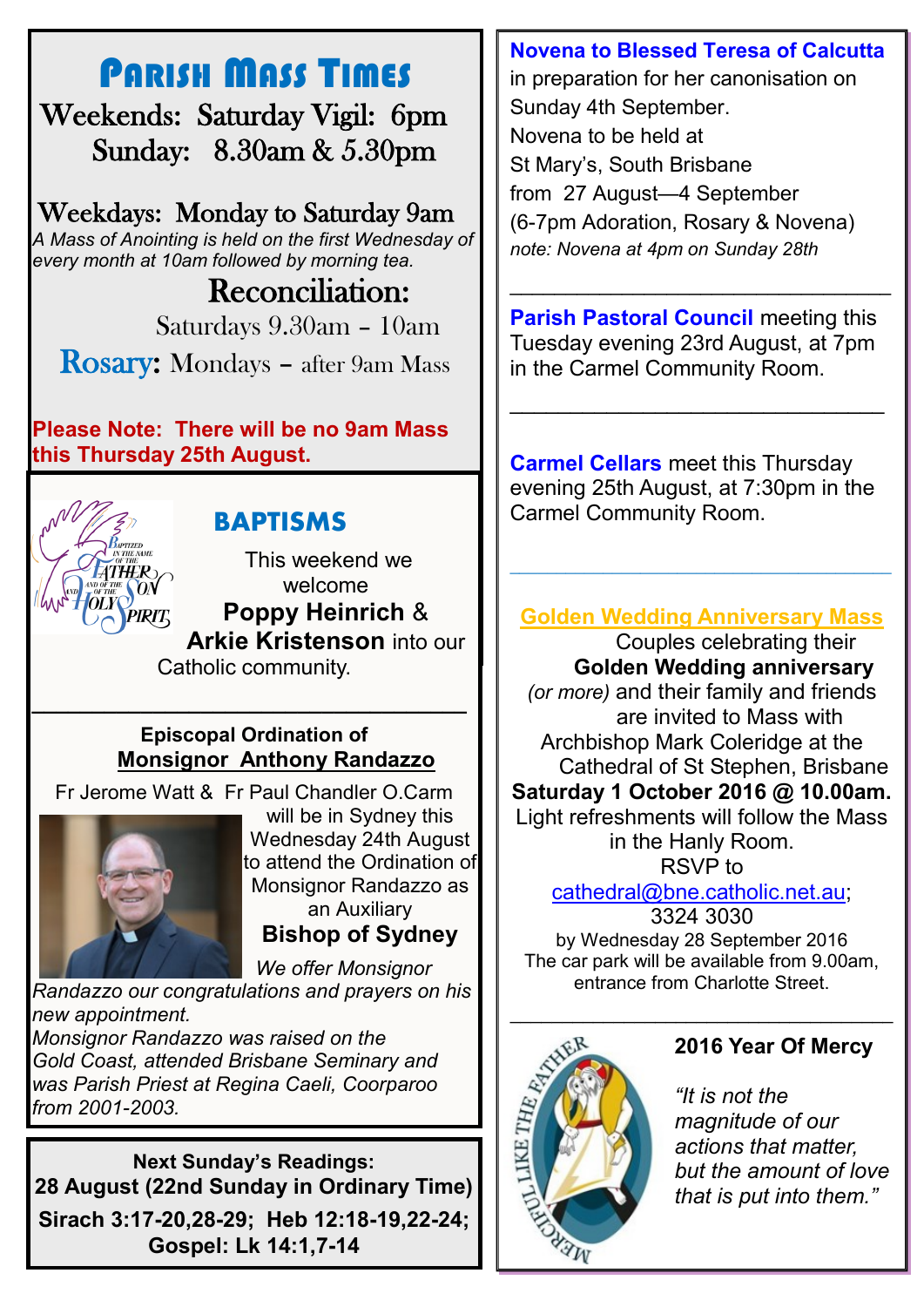# Parish Mass Times

**Weekends:** Saturday Vigil: 6pm
Sunday: 8.30am & 5.30pm

**Weekdays:** Monday to Saturday 9am

*A Mass of Anointing is held on the first Wednesday of every month at 10am followed by morning tea.*

## Reconciliation:

Saturdays 9.30am – 10am

**Rosary:** Mondays – after 9am Mass

**Please Note: There will be no 9am Mass this Thursday 25th August.**

## BAPTISMS

This weekend we welcome **Poppy Heinrich** & **Arkie Kristenson** into our Catholic community.

---

**Episcopal Ordination of**
**Monsignor Anthony Randazzo**

Fr Jerome Watt & Fr Paul Chandler O.Carm will be in Sydney this Wednesday 24th August to attend the Ordination of Monsignor Randazzo as an Auxiliary **Bishop of Sydney**

*We offer Monsignor Randazzo our congratulations and prayers on his new appointment.*
*Monsignor Randazzo was raised on the Gold Coast, attended Brisbane Seminary and was Parish Priest at Regina Caeli, Coorparoo from 2001-2003.*

**Next Sunday's Readings:**
**28 August (22nd Sunday in Ordinary Time)**
**Sirach 3:17-20,28-29; Heb 12:18-19,22-24;**
**Gospel: Lk 14:1,7-14**

---

**Novena to Blessed Teresa of Calcutta** in preparation for her canonisation on Sunday 4th September.
Novena to be held at St Mary's, South Brisbane from 27 August—4 September (6-7pm Adoration, Rosary & Novena)
*note: Novena at 4pm on Sunday 28th*

---

**Parish Pastoral Council** meeting this Tuesday evening 23rd August, at 7pm in the Carmel Community Room.

---

**Carmel Cellars** meet this Thursday evening 25th August, at 7:30pm in the Carmel Community Room.

---

**Golden Wedding Anniversary Mass**

Couples celebrating their **Golden Wedding anniversary** *(or more)* and their family and friends are invited to Mass with Archbishop Mark Coleridge at the Cathedral of St Stephen, Brisbane **Saturday 1 October 2016 @ 10.00am.** Light refreshments will follow the Mass in the Hanly Room.
RSVP to cathedral@bne.catholic.net.au; 3324 3030
by Wednesday 28 September 2016
The car park will be available from 9.00am, entrance from Charlotte Street.

---

**2016 Year Of Mercy**

*"It is not the magnitude of our actions that matter, but the amount of love that is put into them."*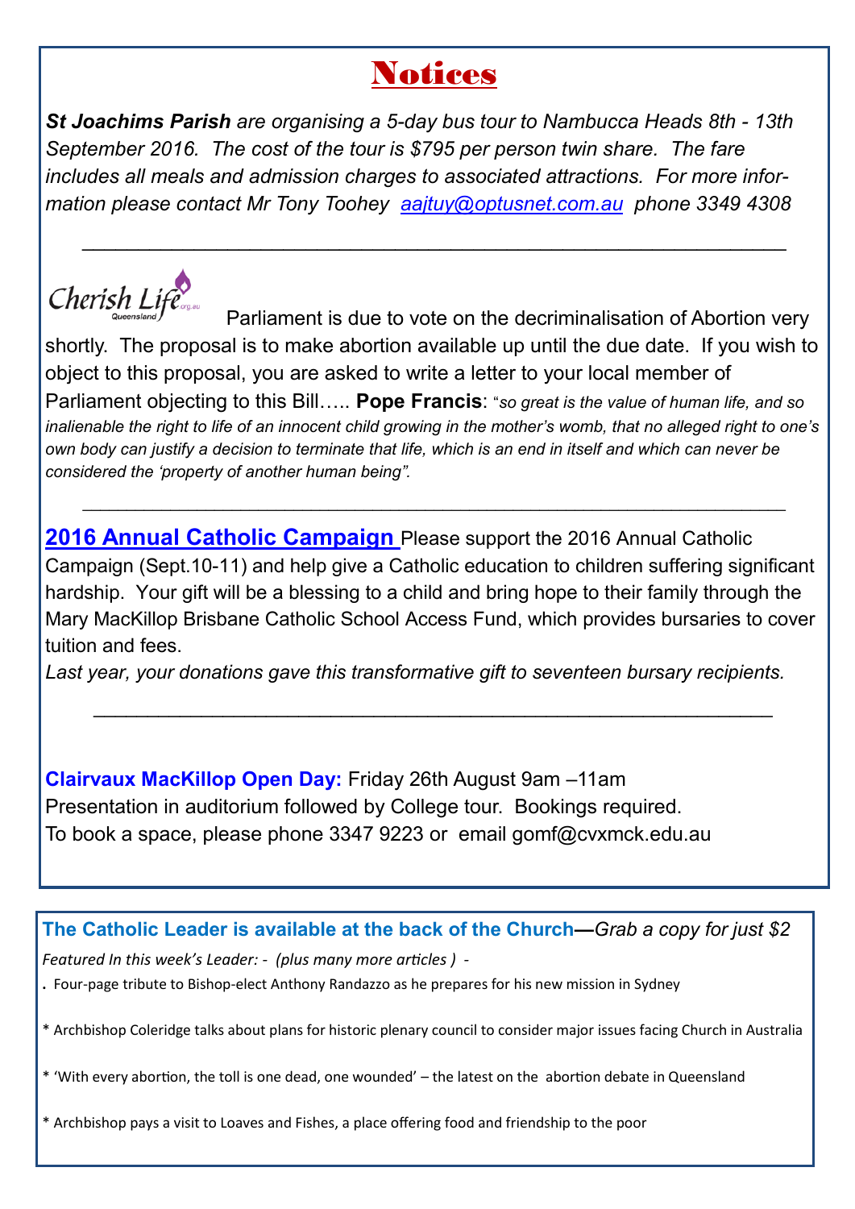# Notices

***St Joachims Parish** are organising a 5-day bus tour to Nambucca Heads 8th - 13th September 2016. The cost of the tour is $795 per person twin share. The fare includes all meals and admission charges to associated attractions. For more information please contact Mr Tony Toohey [aajtuy@optusnet.com.au](mailto:aajtuy@optusnet.com.au) phone 3349 4308*

---

Cherish Life Queensland

Parliament is due to vote on the decriminalisation of Abortion very shortly. The proposal is to make abortion available up until the due date. If you wish to object to this proposal, you are asked to write a letter to your local member of Parliament objecting to this Bill….. **Pope Francis**: "*so great is the value of human life, and so inalienable the right to life of an innocent child growing in the mother's womb, that no alleged right to one's own body can justify a decision to terminate that life, which is an end in itself and which can never be considered the 'property of another human being".*

---

**2016 Annual Catholic Campaign** Please support the 2016 Annual Catholic Campaign (Sept.10-11) and help give a Catholic education to children suffering significant hardship. Your gift will be a blessing to a child and bring hope to their family through the Mary MacKillop Brisbane Catholic School Access Fund, which provides bursaries to cover tuition and fees.

*Last year, your donations gave this transformative gift to seventeen bursary recipients.*

---

**Clairvaux MacKillop Open Day:** Friday 26th August 9am –11am
Presentation in auditorium followed by College tour. Bookings required.
To book a space, please phone 3347 9223 or email gomf@cvxmck.edu.au

---

**The Catholic Leader is available at the back of the Church**—*Grab a copy for just $2*

*Featured In this week's Leader: - (plus many more articles ) -*

. Four-page tribute to Bishop-elect Anthony Randazzo as he prepares for his new mission in Sydney

* Archbishop Coleridge talks about plans for historic plenary council to consider major issues facing Church in Australia

* 'With every abortion, the toll is one dead, one wounded' – the latest on the abortion debate in Queensland

* Archbishop pays a visit to Loaves and Fishes, a place offering food and friendship to the poor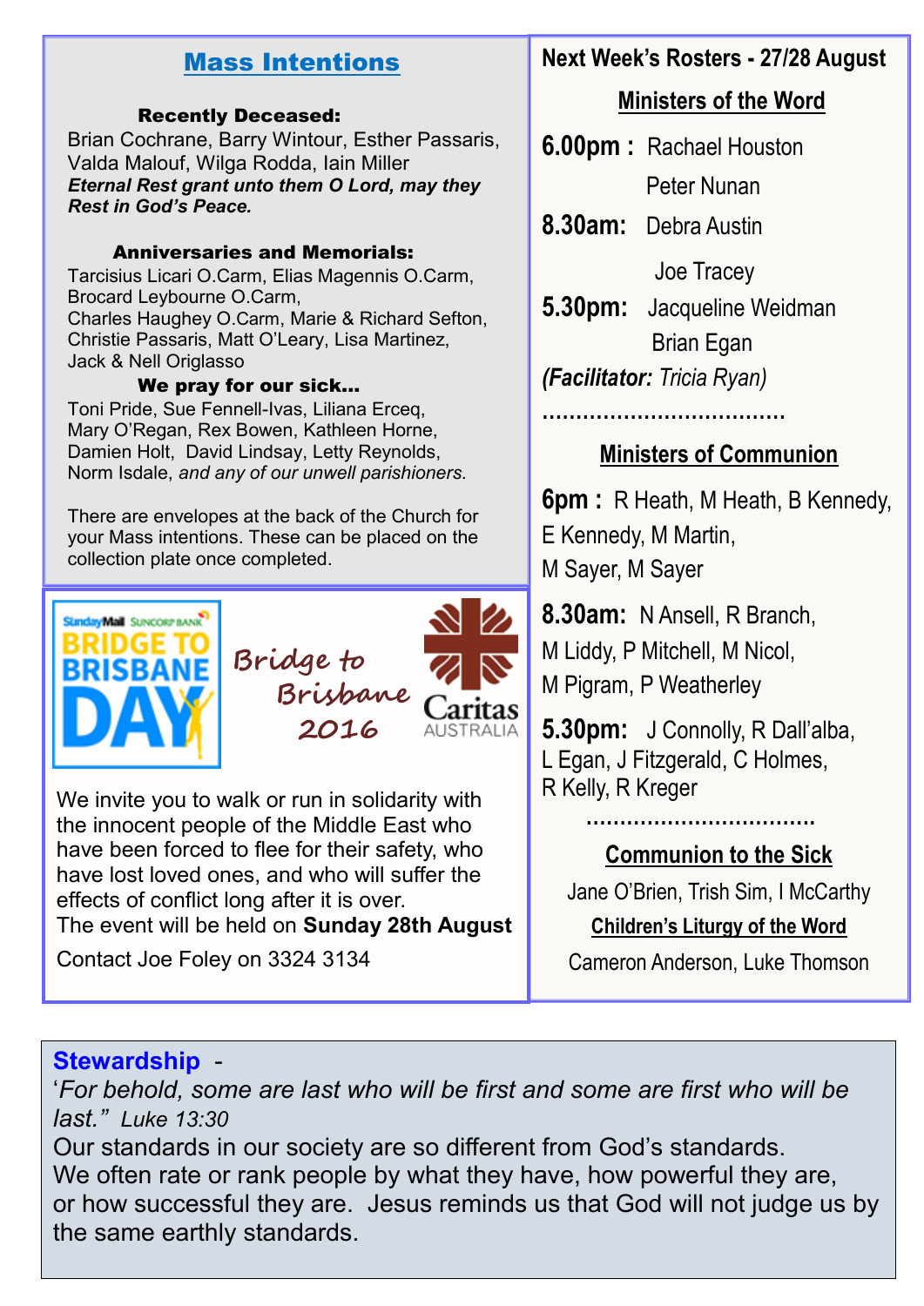## Mass Intentions

**Recently Deceased:**

Brian Cochrane, Barry Wintour, Esther Passaris, Valda Malouf, Wilga Rodda, Iain Miller

***Eternal Rest grant unto them O Lord, may they Rest in God's Peace.***

**Anniversaries and Memorials:**

Tarcisius Licari O.Carm, Elias Magennis O.Carm, Brocard Leybourne O.Carm, Charles Haughey O.Carm, Marie & Richard Sefton, Christie Passaris, Matt O'Leary, Lisa Martinez, Jack & Nell Origlasso

**We pray for our sick…**

Toni Pride, Sue Fennell-Ivas, Liliana Erceq, Mary O'Regan, Rex Bowen, Kathleen Horne, Damien Holt, David Lindsay, Letty Reynolds, Norm Isdale, *and any of our unwell parishioners.*

There are envelopes at the back of the Church for your Mass intentions. These can be placed on the collection plate once completed.

Sunday Mail Suncorp Bank BRIDGE TO BRISBANE DAY

Bridge to Brisbane 2016

Caritas AUSTRALIA

We invite you to walk or run in solidarity with the innocent people of the Middle East who have been forced to flee for their safety, who have lost loved ones, and who will suffer the effects of conflict long after it is over.
The event will be held on **Sunday 28th August**

Contact Joe Foley on 3324 3134

## Next Week's Rosters - 27/28 August

### Ministers of the Word

**6.00pm :** Rachael Houston, Peter Nunan

**8.30am:** Debra Austin, Joe Tracey

**5.30pm:** Jacqueline Weidman, Brian Egan

*(Facilitator: Tricia Ryan)*

………………………………

### Ministers of Communion

**6pm :** R Heath, M Heath, B Kennedy, E Kennedy, M Martin, M Sayer, M Sayer

**8.30am:** N Ansell, R Branch, M Liddy, P Mitchell, M Nicol, M Pigram, P Weatherley

**5.30pm:** J Connolly, R Dall'alba, L Egan, J Fitzgerald, C Holmes, R Kelly, R Kreger

………………………………

### Communion to the Sick

Jane O'Brien, Trish Sim, I McCarthy

### Children's Liturgy of the Word

Cameron Anderson, Luke Thomson

**Stewardship** -

'*For behold, some are last who will be first and some are first who will be last." Luke 13:30*

Our standards in our society are so different from God's standards. We often rate or rank people by what they have, how powerful they are, or how successful they are. Jesus reminds us that God will not judge us by the same earthly standards.